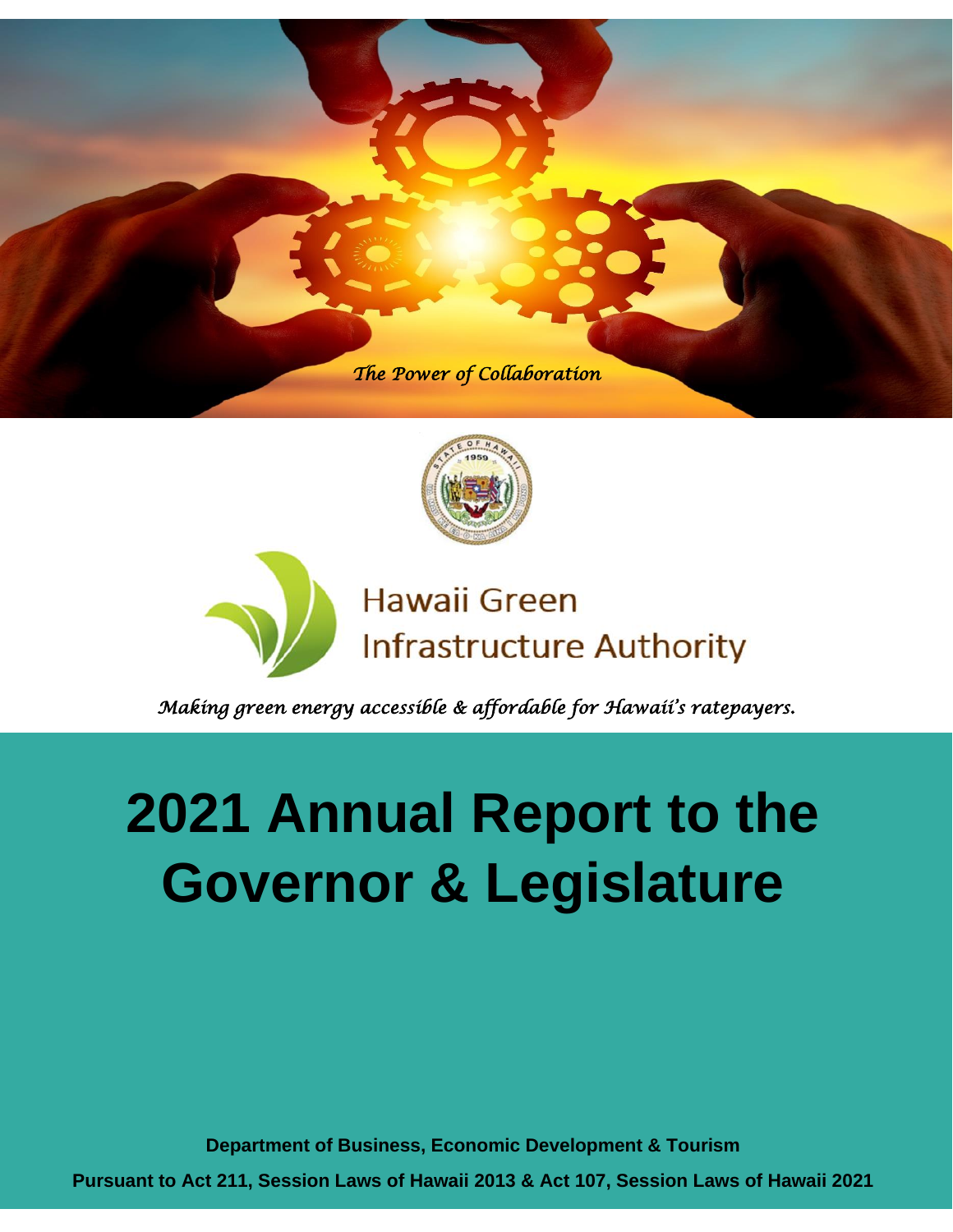*The Power of Collaboration*

Hawaii Green Infrastructure Authority

*Making green energy accessible & affordable for Hawaii's ratepayers.*

# 2021 Annual Report to the Governor & Legislature

**Department of Business, Economic Development & Tourism**

**Pursuant to Act 211, Session Laws of Hawaii 2013 & Act 107, Session Laws of Hawaii 2021**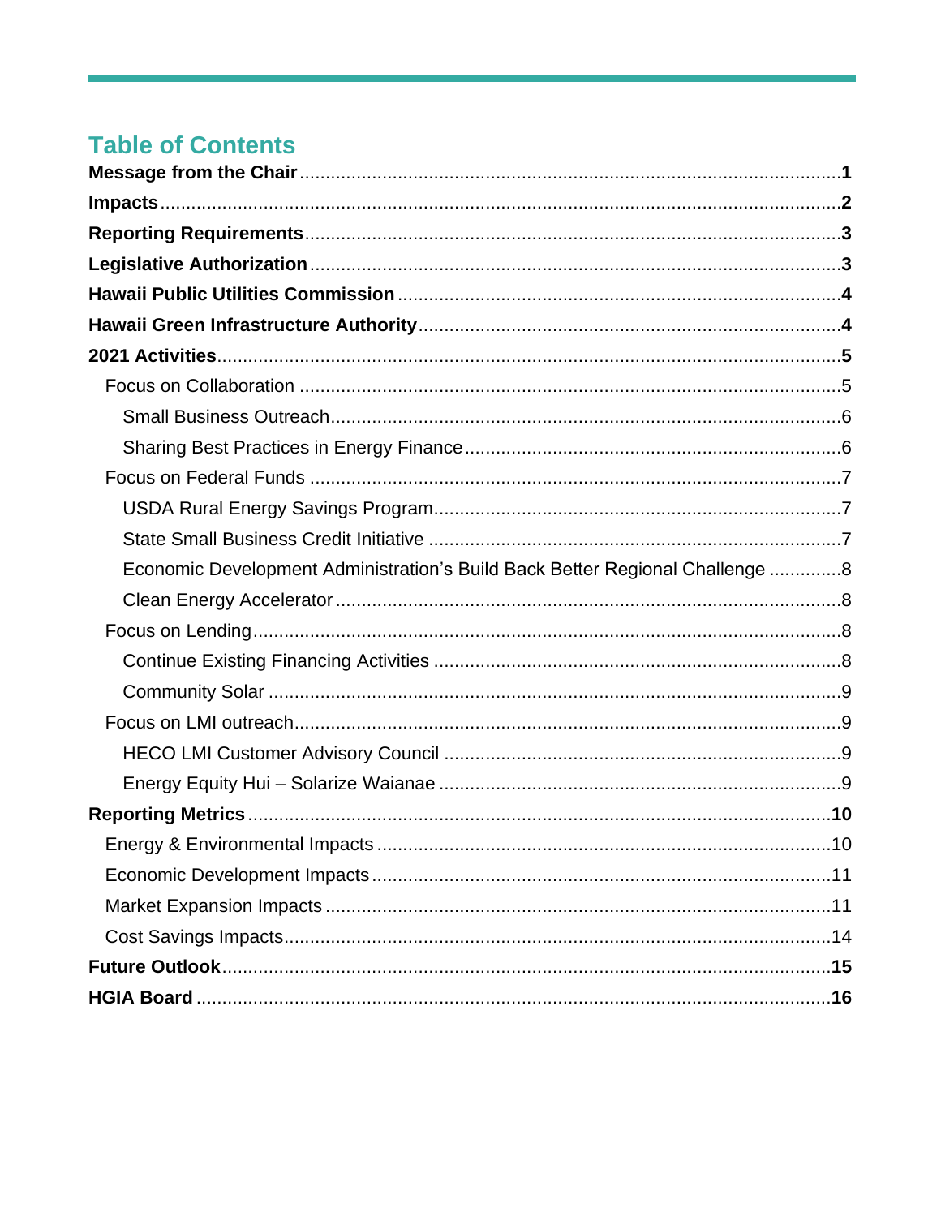## Table of Contents

**Message from the Chair** .......... **1**

**Impacts** .......... **2**

**Reporting Requirements** .......... **3**

**Legislative Authorization** .......... **3**

**Hawaii Public Utilities Commission** .......... **4**

**Hawaii Green Infrastructure Authority** .......... **4**

**2021 Activities** .......... **5**

- Focus on Collaboration .......... 5
  - Small Business Outreach .......... 6
  - Sharing Best Practices in Energy Finance .......... 6
- Focus on Federal Funds .......... 7
  - USDA Rural Energy Savings Program .......... 7
  - State Small Business Credit Initiative .......... 7
  - Economic Development Administration's Build Back Better Regional Challenge .......... 8
  - Clean Energy Accelerator .......... 8
- Focus on Lending .......... 8
  - Continue Existing Financing Activities .......... 8
  - Community Solar .......... 9
- Focus on LMI outreach .......... 9
  - HECO LMI Customer Advisory Council .......... 9
  - Energy Equity Hui – Solarize Waianae .......... 9

**Reporting Metrics** .......... **10**

- Energy & Environmental Impacts .......... 10
- Economic Development Impacts .......... 11
- Market Expansion Impacts .......... 11
- Cost Savings Impacts .......... 14

**Future Outlook** .......... **15**

**HGIA Board** .......... **16**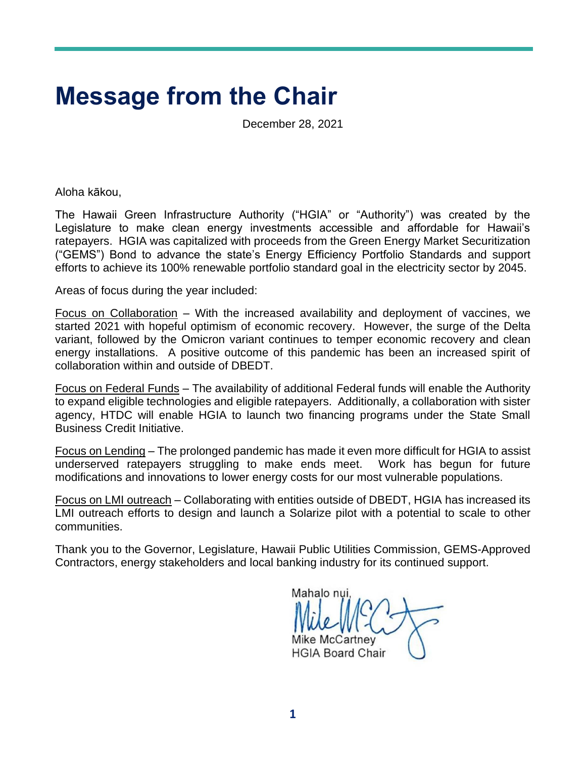# Message from the Chair

December 28, 2021

Aloha kākou,

The Hawaii Green Infrastructure Authority ("HGIA" or "Authority") was created by the Legislature to make clean energy investments accessible and affordable for Hawaii's ratepayers. HGIA was capitalized with proceeds from the Green Energy Market Securitization ("GEMS") Bond to advance the state's Energy Efficiency Portfolio Standards and support efforts to achieve its 100% renewable portfolio standard goal in the electricity sector by 2045.

Areas of focus during the year included:

<u>Focus on Collaboration</u> – With the increased availability and deployment of vaccines, we started 2021 with hopeful optimism of economic recovery. However, the surge of the Delta variant, followed by the Omicron variant continues to temper economic recovery and clean energy installations. A positive outcome of this pandemic has been an increased spirit of collaboration within and outside of DBEDT.

<u>Focus on Federal Funds</u> – The availability of additional Federal funds will enable the Authority to expand eligible technologies and eligible ratepayers. Additionally, a collaboration with sister agency, HTDC will enable HGIA to launch two financing programs under the State Small Business Credit Initiative.

<u>Focus on Lending</u> – The prolonged pandemic has made it even more difficult for HGIA to assist underserved ratepayers struggling to make ends meet. Work has begun for future modifications and innovations to lower energy costs for our most vulnerable populations.

<u>Focus on LMI outreach</u> – Collaborating with entities outside of DBEDT, HGIA has increased its LMI outreach efforts to design and launch a Solarize pilot with a potential to scale to other communities.

Thank you to the Governor, Legislature, Hawaii Public Utilities Commission, GEMS-Approved Contractors, energy stakeholders and local banking industry for its continued support.

Mahalo nui,

Mike McCartney
HGIA Board Chair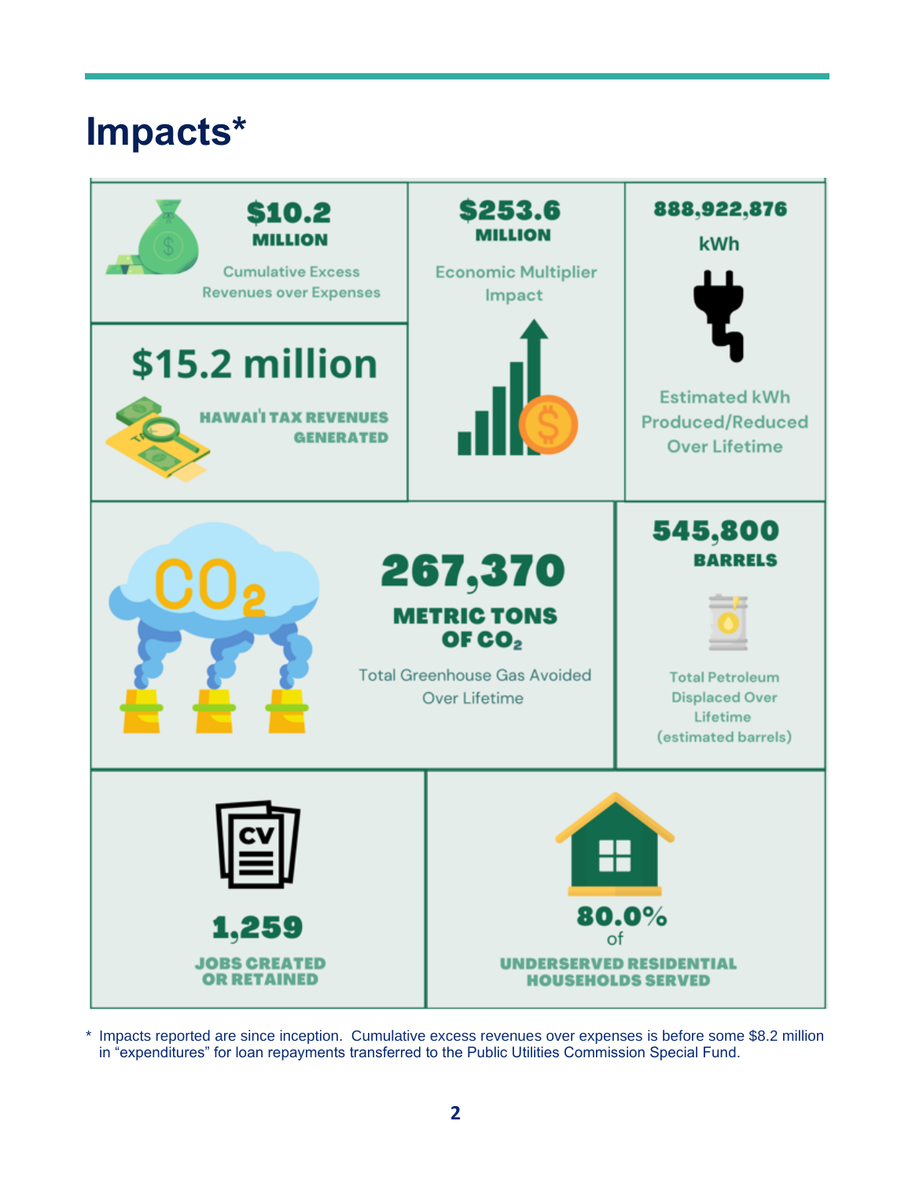# Impacts*

**$10.2 MILLION**

Cumulative Excess Revenues over Expenses

**$253.6 MILLION**

Economic Multiplier Impact

**888,922,876 kWh**

Estimated kWh Produced/Reduced Over Lifetime

**$15.2 million**

**HAWAIʻI TAX REVENUES GENERATED**

**267,370**

**METRIC TONS OF $CO_2$**

Total Greenhouse Gas Avoided Over Lifetime

**545,800 BARRELS**

Total Petroleum Displaced Over Lifetime (estimated barrels)

**1,259**

**JOBS CREATED OR RETAINED**

**80.0%** of

**UNDERSERVED RESIDENTIAL HOUSEHOLDS SERVED**

\* Impacts reported are since inception. Cumulative excess revenues over expenses is before some $8.2 million in "expenditures" for loan repayments transferred to the Public Utilities Commission Special Fund.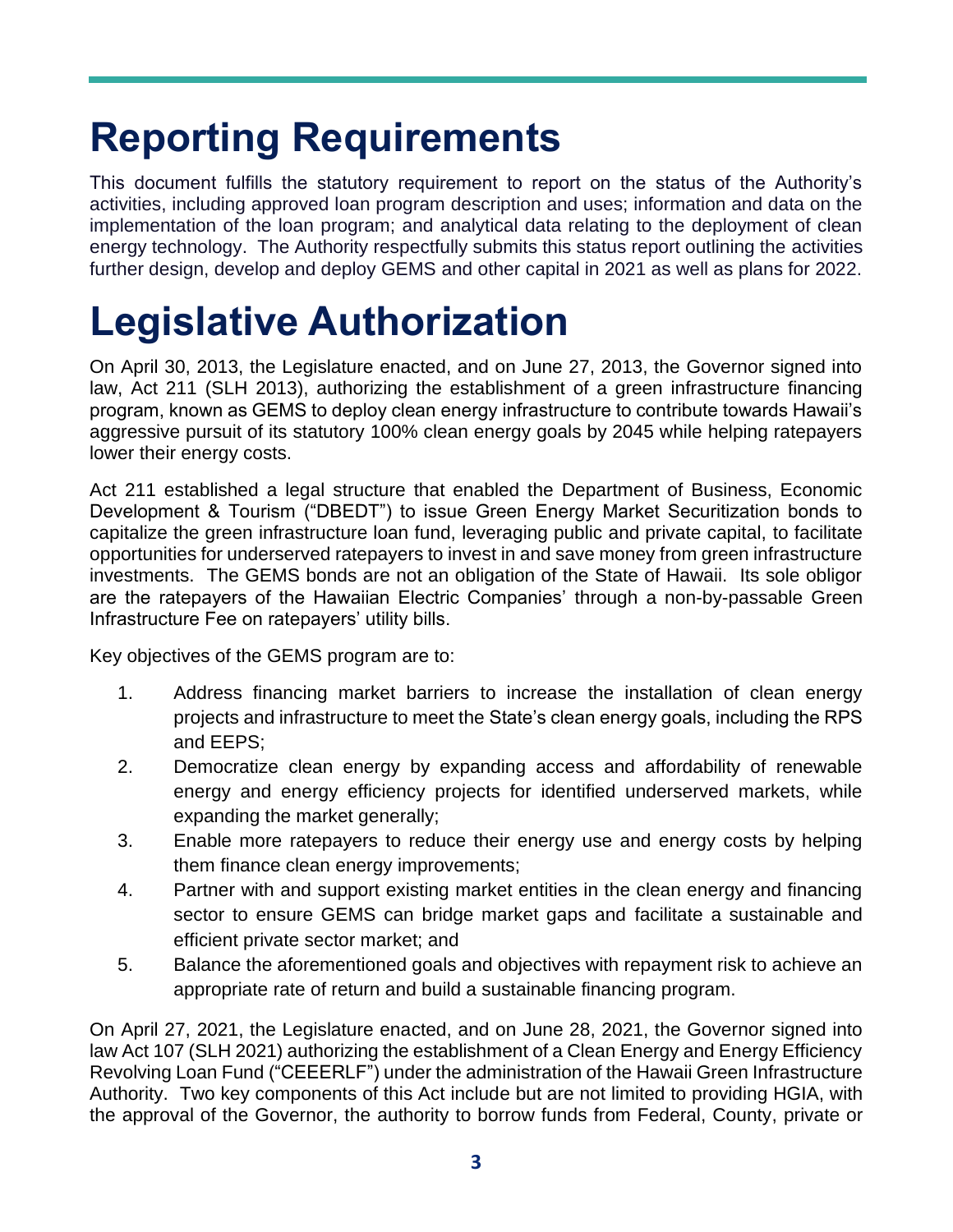# Reporting Requirements

This document fulfills the statutory requirement to report on the status of the Authority's activities, including approved loan program description and uses; information and data on the implementation of the loan program; and analytical data relating to the deployment of clean energy technology. The Authority respectfully submits this status report outlining the activities further design, develop and deploy GEMS and other capital in 2021 as well as plans for 2022.

# Legislative Authorization

On April 30, 2013, the Legislature enacted, and on June 27, 2013, the Governor signed into law, Act 211 (SLH 2013), authorizing the establishment of a green infrastructure financing program, known as GEMS to deploy clean energy infrastructure to contribute towards Hawaii's aggressive pursuit of its statutory 100% clean energy goals by 2045 while helping ratepayers lower their energy costs.

Act 211 established a legal structure that enabled the Department of Business, Economic Development & Tourism ("DBEDT") to issue Green Energy Market Securitization bonds to capitalize the green infrastructure loan fund, leveraging public and private capital, to facilitate opportunities for underserved ratepayers to invest in and save money from green infrastructure investments. The GEMS bonds are not an obligation of the State of Hawaii. Its sole obligor are the ratepayers of the Hawaiian Electric Companies' through a non-by-passable Green Infrastructure Fee on ratepayers' utility bills.

Key objectives of the GEMS program are to:

1. Address financing market barriers to increase the installation of clean energy projects and infrastructure to meet the State's clean energy goals, including the RPS and EEPS;
2. Democratize clean energy by expanding access and affordability of renewable energy and energy efficiency projects for identified underserved markets, while expanding the market generally;
3. Enable more ratepayers to reduce their energy use and energy costs by helping them finance clean energy improvements;
4. Partner with and support existing market entities in the clean energy and financing sector to ensure GEMS can bridge market gaps and facilitate a sustainable and efficient private sector market; and
5. Balance the aforementioned goals and objectives with repayment risk to achieve an appropriate rate of return and build a sustainable financing program.

On April 27, 2021, the Legislature enacted, and on June 28, 2021, the Governor signed into law Act 107 (SLH 2021) authorizing the establishment of a Clean Energy and Energy Efficiency Revolving Loan Fund ("CEEERLF") under the administration of the Hawaii Green Infrastructure Authority. Two key components of this Act include but are not limited to providing HGIA, with the approval of the Governor, the authority to borrow funds from Federal, County, private or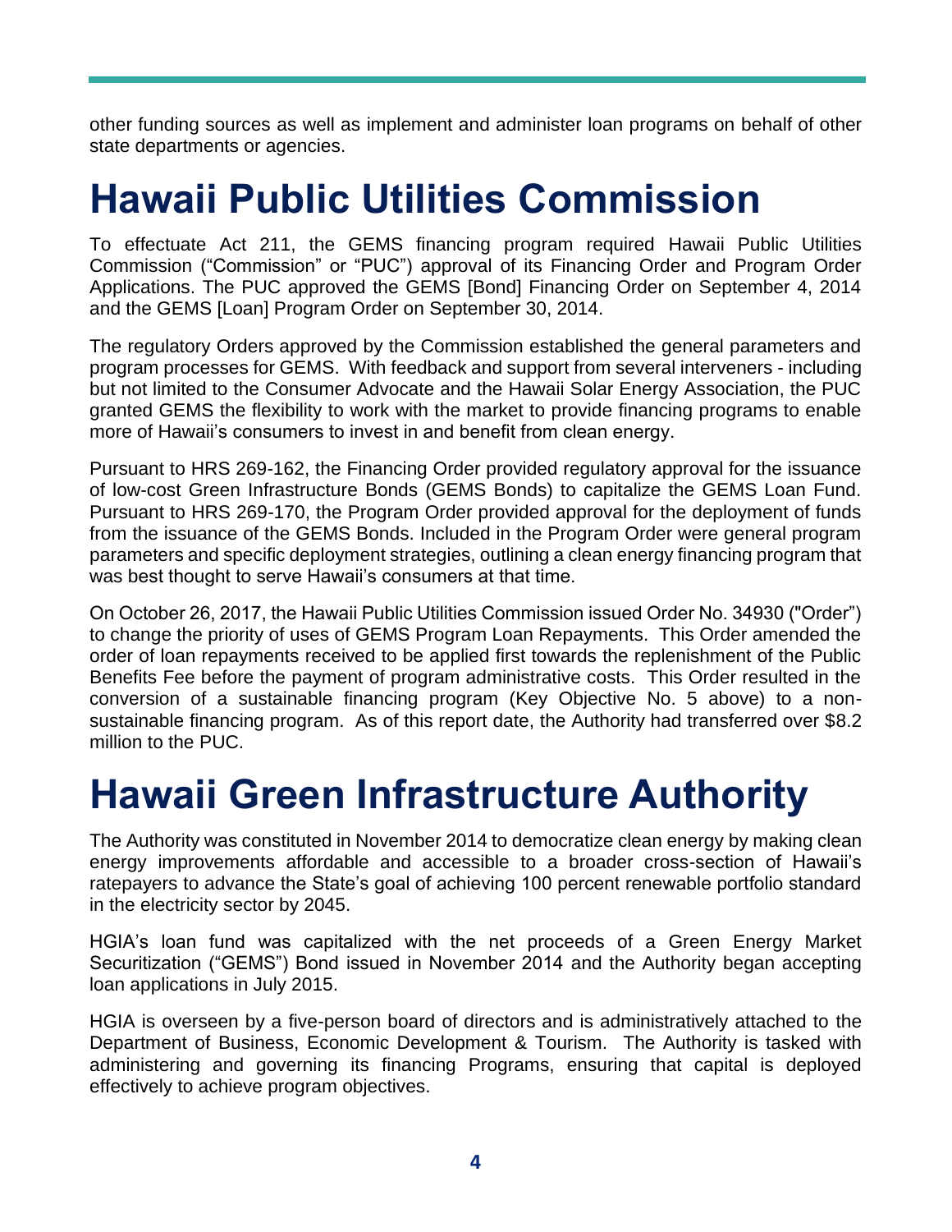other funding sources as well as implement and administer loan programs on behalf of other state departments or agencies.

# Hawaii Public Utilities Commission

To effectuate Act 211, the GEMS financing program required Hawaii Public Utilities Commission ("Commission" or "PUC") approval of its Financing Order and Program Order Applications. The PUC approved the GEMS [Bond] Financing Order on September 4, 2014 and the GEMS [Loan] Program Order on September 30, 2014.

The regulatory Orders approved by the Commission established the general parameters and program processes for GEMS. With feedback and support from several interveners - including but not limited to the Consumer Advocate and the Hawaii Solar Energy Association, the PUC granted GEMS the flexibility to work with the market to provide financing programs to enable more of Hawaii's consumers to invest in and benefit from clean energy.

Pursuant to HRS 269-162, the Financing Order provided regulatory approval for the issuance of low-cost Green Infrastructure Bonds (GEMS Bonds) to capitalize the GEMS Loan Fund. Pursuant to HRS 269-170, the Program Order provided approval for the deployment of funds from the issuance of the GEMS Bonds. Included in the Program Order were general program parameters and specific deployment strategies, outlining a clean energy financing program that was best thought to serve Hawaii's consumers at that time.

On October 26, 2017, the Hawaii Public Utilities Commission issued Order No. 34930 ("Order") to change the priority of uses of GEMS Program Loan Repayments. This Order amended the order of loan repayments received to be applied first towards the replenishment of the Public Benefits Fee before the payment of program administrative costs. This Order resulted in the conversion of a sustainable financing program (Key Objective No. 5 above) to a non-sustainable financing program. As of this report date, the Authority had transferred over $8.2 million to the PUC.

# Hawaii Green Infrastructure Authority

The Authority was constituted in November 2014 to democratize clean energy by making clean energy improvements affordable and accessible to a broader cross-section of Hawaii's ratepayers to advance the State's goal of achieving 100 percent renewable portfolio standard in the electricity sector by 2045.

HGIA's loan fund was capitalized with the net proceeds of a Green Energy Market Securitization ("GEMS") Bond issued in November 2014 and the Authority began accepting loan applications in July 2015.

HGIA is overseen by a five-person board of directors and is administratively attached to the Department of Business, Economic Development & Tourism. The Authority is tasked with administering and governing its financing Programs, ensuring that capital is deployed effectively to achieve program objectives.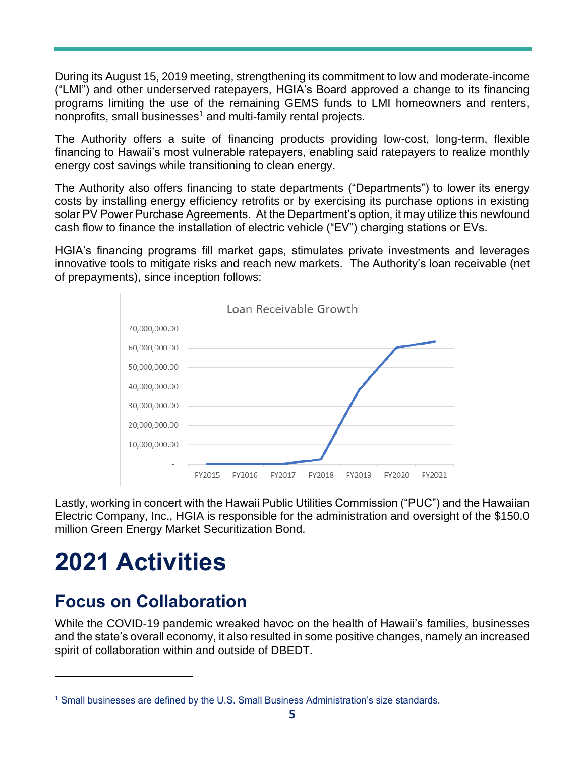During its August 15, 2019 meeting, strengthening its commitment to low and moderate-income ("LMI") and other underserved ratepayers, HGIA's Board approved a change to its financing programs limiting the use of the remaining GEMS funds to LMI homeowners and renters, nonprofits, small businesses[1] and multi-family rental projects.

The Authority offers a suite of financing products providing low-cost, long-term, flexible financing to Hawaii's most vulnerable ratepayers, enabling said ratepayers to realize monthly energy cost savings while transitioning to clean energy.

The Authority also offers financing to state departments ("Departments") to lower its energy costs by installing energy efficiency retrofits or by exercising its purchase options in existing solar PV Power Purchase Agreements. At the Department's option, it may utilize this newfound cash flow to finance the installation of electric vehicle ("EV") charging stations or EVs.

HGIA's financing programs fill market gaps, stimulates private investments and leverages innovative tools to mitigate risks and reach new markets. The Authority's loan receivable (net of prepayments), since inception follows:

Loan Receivable Growth

Lastly, working in concert with the Hawaii Public Utilities Commission ("PUC") and the Hawaiian Electric Company, Inc., HGIA is responsible for the administration and oversight of the $150.0 million Green Energy Market Securitization Bond.

# 2021 Activities

## Focus on Collaboration

While the COVID-19 pandemic wreaked havoc on the health of Hawaii's families, businesses and the state's overall economy, it also resulted in some positive changes, namely an increased spirit of collaboration within and outside of DBEDT.

[1] Small businesses are defined by the U.S. Small Business Administration's size standards.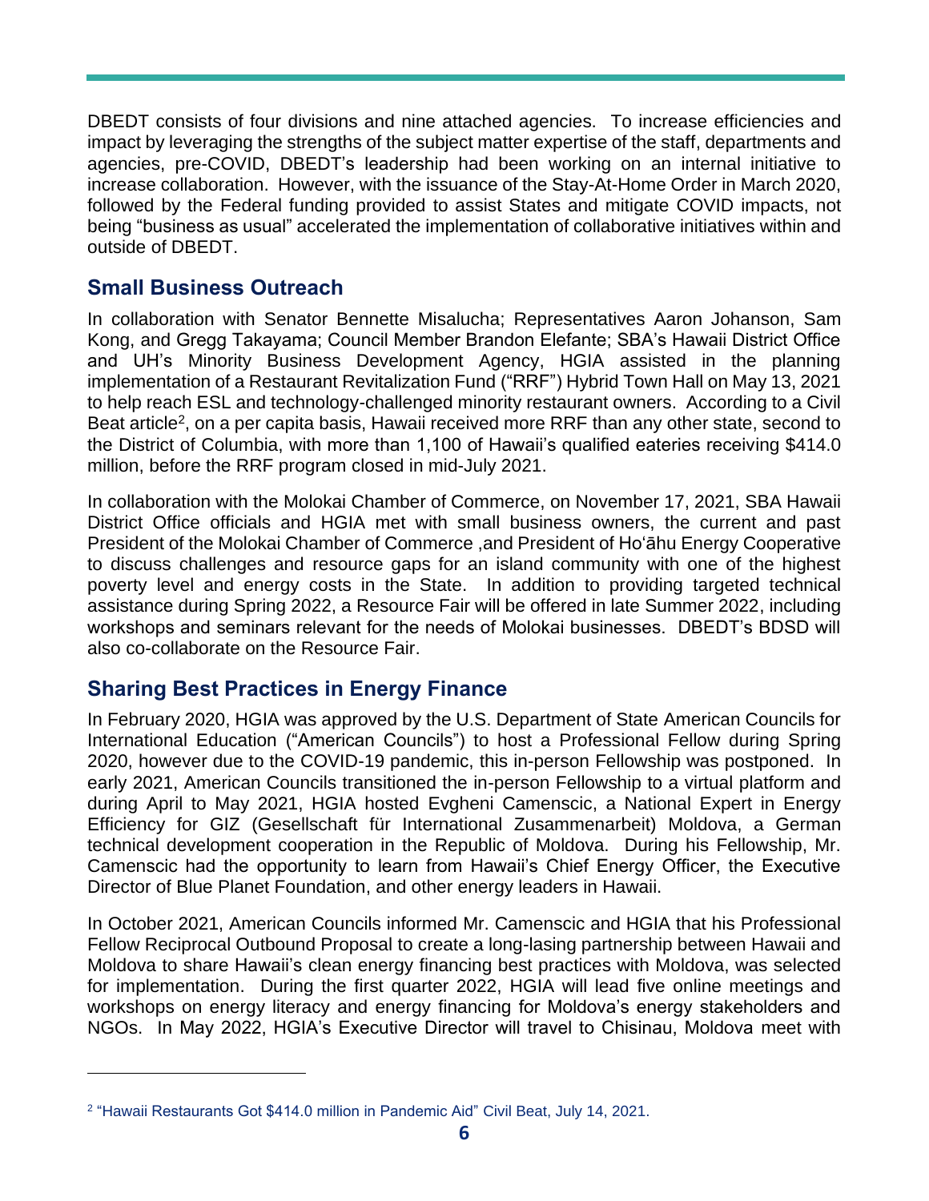DBEDT consists of four divisions and nine attached agencies. To increase efficiencies and impact by leveraging the strengths of the subject matter expertise of the staff, departments and agencies, pre-COVID, DBEDT's leadership had been working on an internal initiative to increase collaboration. However, with the issuance of the Stay-At-Home Order in March 2020, followed by the Federal funding provided to assist States and mitigate COVID impacts, not being "business as usual" accelerated the implementation of collaborative initiatives within and outside of DBEDT.

## Small Business Outreach

In collaboration with Senator Bennette Misalucha; Representatives Aaron Johanson, Sam Kong, and Gregg Takayama; Council Member Brandon Elefante; SBA's Hawaii District Office and UH's Minority Business Development Agency, HGIA assisted in the planning implementation of a Restaurant Revitalization Fund ("RRF") Hybrid Town Hall on May 13, 2021 to help reach ESL and technology-challenged minority restaurant owners. According to a Civil Beat article[2], on a per capita basis, Hawaii received more RRF than any other state, second to the District of Columbia, with more than 1,100 of Hawaii's qualified eateries receiving $414.0 million, before the RRF program closed in mid-July 2021.

In collaboration with the Molokai Chamber of Commerce, on November 17, 2021, SBA Hawaii District Office officials and HGIA met with small business owners, the current and past President of the Molokai Chamber of Commerce ,and President of Hoʻāhu Energy Cooperative to discuss challenges and resource gaps for an island community with one of the highest poverty level and energy costs in the State. In addition to providing targeted technical assistance during Spring 2022, a Resource Fair will be offered in late Summer 2022, including workshops and seminars relevant for the needs of Molokai businesses. DBEDT's BDSD will also co-collaborate on the Resource Fair.

## Sharing Best Practices in Energy Finance

In February 2020, HGIA was approved by the U.S. Department of State American Councils for International Education ("American Councils") to host a Professional Fellow during Spring 2020, however due to the COVID-19 pandemic, this in-person Fellowship was postponed. In early 2021, American Councils transitioned the in-person Fellowship to a virtual platform and during April to May 2021, HGIA hosted Evgheni Camenscic, a National Expert in Energy Efficiency for GIZ (Gesellschaft für International Zusammenarbeit) Moldova, a German technical development cooperation in the Republic of Moldova. During his Fellowship, Mr. Camenscic had the opportunity to learn from Hawaii's Chief Energy Officer, the Executive Director of Blue Planet Foundation, and other energy leaders in Hawaii.

In October 2021, American Councils informed Mr. Camenscic and HGIA that his Professional Fellow Reciprocal Outbound Proposal to create a long-lasing partnership between Hawaii and Moldova to share Hawaii's clean energy financing best practices with Moldova, was selected for implementation. During the first quarter 2022, HGIA will lead five online meetings and workshops on energy literacy and energy financing for Moldova's energy stakeholders and NGOs. In May 2022, HGIA's Executive Director will travel to Chisinau, Moldova meet with

---

[2] "Hawaii Restaurants Got $414.0 million in Pandemic Aid" Civil Beat, July 14, 2021.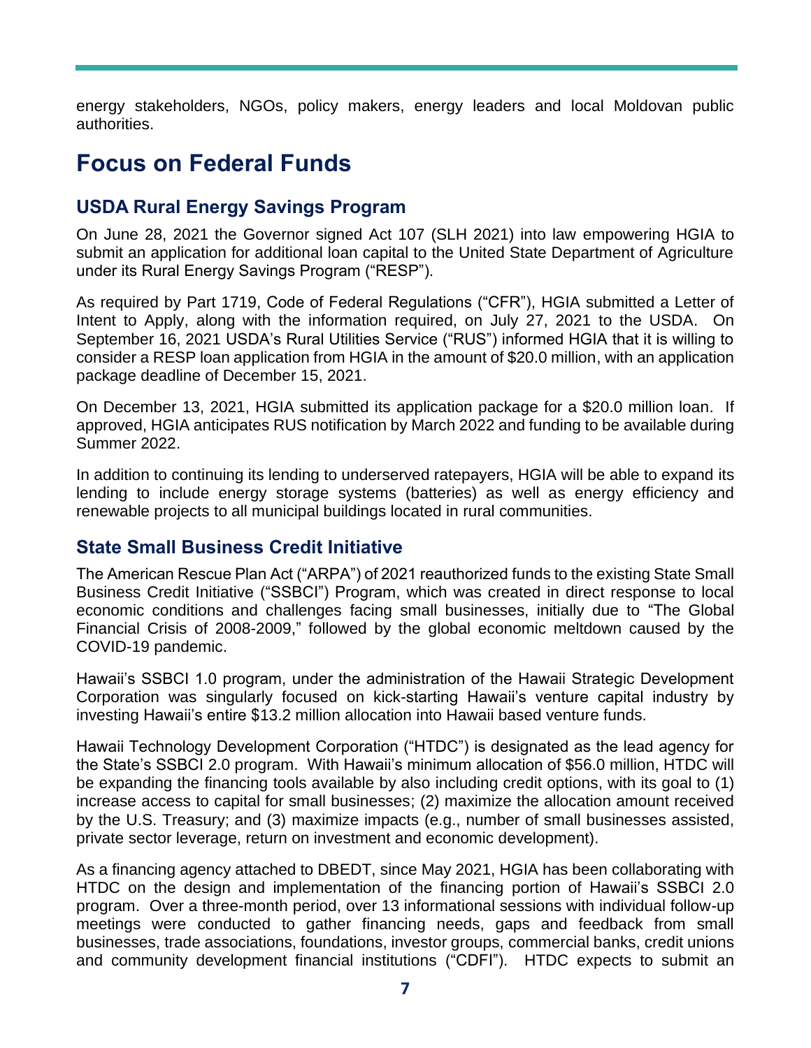energy stakeholders, NGOs, policy makers, energy leaders and local Moldovan public authorities.

# Focus on Federal Funds

## USDA Rural Energy Savings Program

On June 28, 2021 the Governor signed Act 107 (SLH 2021) into law empowering HGIA to submit an application for additional loan capital to the United State Department of Agriculture under its Rural Energy Savings Program ("RESP").

As required by Part 1719, Code of Federal Regulations ("CFR"), HGIA submitted a Letter of Intent to Apply, along with the information required, on July 27, 2021 to the USDA. On September 16, 2021 USDA's Rural Utilities Service ("RUS") informed HGIA that it is willing to consider a RESP loan application from HGIA in the amount of $20.0 million, with an application package deadline of December 15, 2021.

On December 13, 2021, HGIA submitted its application package for a $20.0 million loan. If approved, HGIA anticipates RUS notification by March 2022 and funding to be available during Summer 2022.

In addition to continuing its lending to underserved ratepayers, HGIA will be able to expand its lending to include energy storage systems (batteries) as well as energy efficiency and renewable projects to all municipal buildings located in rural communities.

## State Small Business Credit Initiative

The American Rescue Plan Act ("ARPA") of 2021 reauthorized funds to the existing State Small Business Credit Initiative ("SSBCI") Program, which was created in direct response to local economic conditions and challenges facing small businesses, initially due to "The Global Financial Crisis of 2008-2009," followed by the global economic meltdown caused by the COVID-19 pandemic.

Hawaii's SSBCI 1.0 program, under the administration of the Hawaii Strategic Development Corporation was singularly focused on kick-starting Hawaii's venture capital industry by investing Hawaii's entire $13.2 million allocation into Hawaii based venture funds.

Hawaii Technology Development Corporation ("HTDC") is designated as the lead agency for the State's SSBCI 2.0 program. With Hawaii's minimum allocation of $56.0 million, HTDC will be expanding the financing tools available by also including credit options, with its goal to (1) increase access to capital for small businesses; (2) maximize the allocation amount received by the U.S. Treasury; and (3) maximize impacts (e.g., number of small businesses assisted, private sector leverage, return on investment and economic development).

As a financing agency attached to DBEDT, since May 2021, HGIA has been collaborating with HTDC on the design and implementation of the financing portion of Hawaii's SSBCI 2.0 program. Over a three-month period, over 13 informational sessions with individual follow-up meetings were conducted to gather financing needs, gaps and feedback from small businesses, trade associations, foundations, investor groups, commercial banks, credit unions and community development financial institutions ("CDFI"). HTDC expects to submit an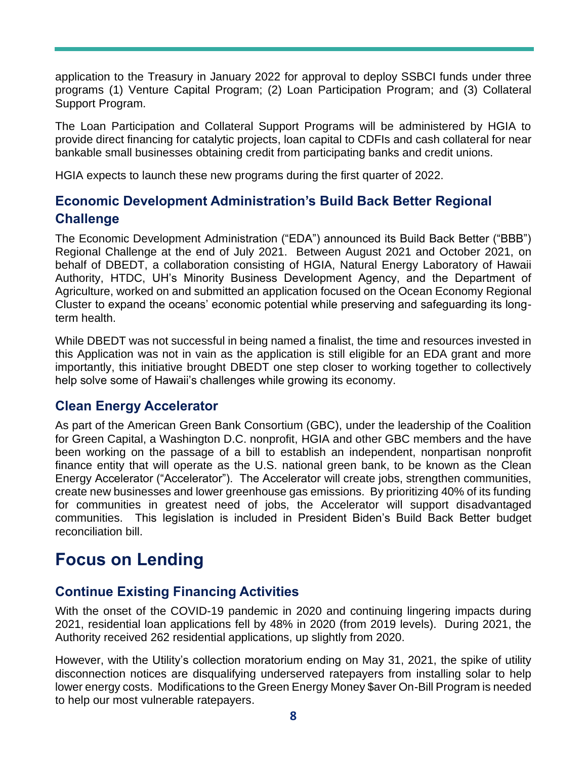application to the Treasury in January 2022 for approval to deploy SSBCI funds under three programs (1) Venture Capital Program; (2) Loan Participation Program; and (3) Collateral Support Program.

The Loan Participation and Collateral Support Programs will be administered by HGIA to provide direct financing for catalytic projects, loan capital to CDFIs and cash collateral for near bankable small businesses obtaining credit from participating banks and credit unions.

HGIA expects to launch these new programs during the first quarter of 2022.

## Economic Development Administration's Build Back Better Regional Challenge

The Economic Development Administration ("EDA") announced its Build Back Better ("BBB") Regional Challenge at the end of July 2021. Between August 2021 and October 2021, on behalf of DBEDT, a collaboration consisting of HGIA, Natural Energy Laboratory of Hawaii Authority, HTDC, UH's Minority Business Development Agency, and the Department of Agriculture, worked on and submitted an application focused on the Ocean Economy Regional Cluster to expand the oceans' economic potential while preserving and safeguarding its long-term health.

While DBEDT was not successful in being named a finalist, the time and resources invested in this Application was not in vain as the application is still eligible for an EDA grant and more importantly, this initiative brought DBEDT one step closer to working together to collectively help solve some of Hawaii's challenges while growing its economy.

## Clean Energy Accelerator

As part of the American Green Bank Consortium (GBC), under the leadership of the Coalition for Green Capital, a Washington D.C. nonprofit, HGIA and other GBC members and the have been working on the passage of a bill to establish an independent, nonpartisan nonprofit finance entity that will operate as the U.S. national green bank, to be known as the Clean Energy Accelerator ("Accelerator"). The Accelerator will create jobs, strengthen communities, create new businesses and lower greenhouse gas emissions. By prioritizing 40% of its funding for communities in greatest need of jobs, the Accelerator will support disadvantaged communities. This legislation is included in President Biden's Build Back Better budget reconciliation bill.

# Focus on Lending

## Continue Existing Financing Activities

With the onset of the COVID-19 pandemic in 2020 and continuing lingering impacts during 2021, residential loan applications fell by 48% in 2020 (from 2019 levels). During 2021, the Authority received 262 residential applications, up slightly from 2020.

However, with the Utility's collection moratorium ending on May 31, 2021, the spike of utility disconnection notices are disqualifying underserved ratepayers from installing solar to help lower energy costs. Modifications to the Green Energy Money $aver On-Bill Program is needed to help our most vulnerable ratepayers.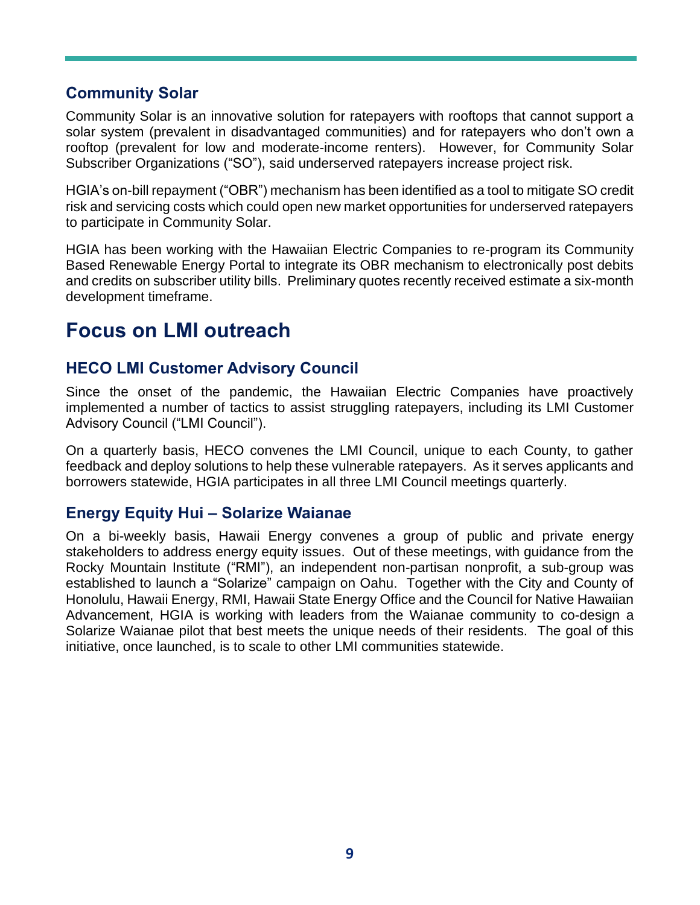### Community Solar

Community Solar is an innovative solution for ratepayers with rooftops that cannot support a solar system (prevalent in disadvantaged communities) and for ratepayers who don't own a rooftop (prevalent for low and moderate-income renters). However, for Community Solar Subscriber Organizations ("SO"), said underserved ratepayers increase project risk.

HGIA's on-bill repayment ("OBR") mechanism has been identified as a tool to mitigate SO credit risk and servicing costs which could open new market opportunities for underserved ratepayers to participate in Community Solar.

HGIA has been working with the Hawaiian Electric Companies to re-program its Community Based Renewable Energy Portal to integrate its OBR mechanism to electronically post debits and credits on subscriber utility bills. Preliminary quotes recently received estimate a six-month development timeframe.

## Focus on LMI outreach

### HECO LMI Customer Advisory Council

Since the onset of the pandemic, the Hawaiian Electric Companies have proactively implemented a number of tactics to assist struggling ratepayers, including its LMI Customer Advisory Council ("LMI Council").

On a quarterly basis, HECO convenes the LMI Council, unique to each County, to gather feedback and deploy solutions to help these vulnerable ratepayers. As it serves applicants and borrowers statewide, HGIA participates in all three LMI Council meetings quarterly.

### Energy Equity Hui – Solarize Waianae

On a bi-weekly basis, Hawaii Energy convenes a group of public and private energy stakeholders to address energy equity issues. Out of these meetings, with guidance from the Rocky Mountain Institute ("RMI"), an independent non-partisan nonprofit, a sub-group was established to launch a "Solarize" campaign on Oahu. Together with the City and County of Honolulu, Hawaii Energy, RMI, Hawaii State Energy Office and the Council for Native Hawaiian Advancement, HGIA is working with leaders from the Waianae community to co-design a Solarize Waianae pilot that best meets the unique needs of their residents. The goal of this initiative, once launched, is to scale to other LMI communities statewide.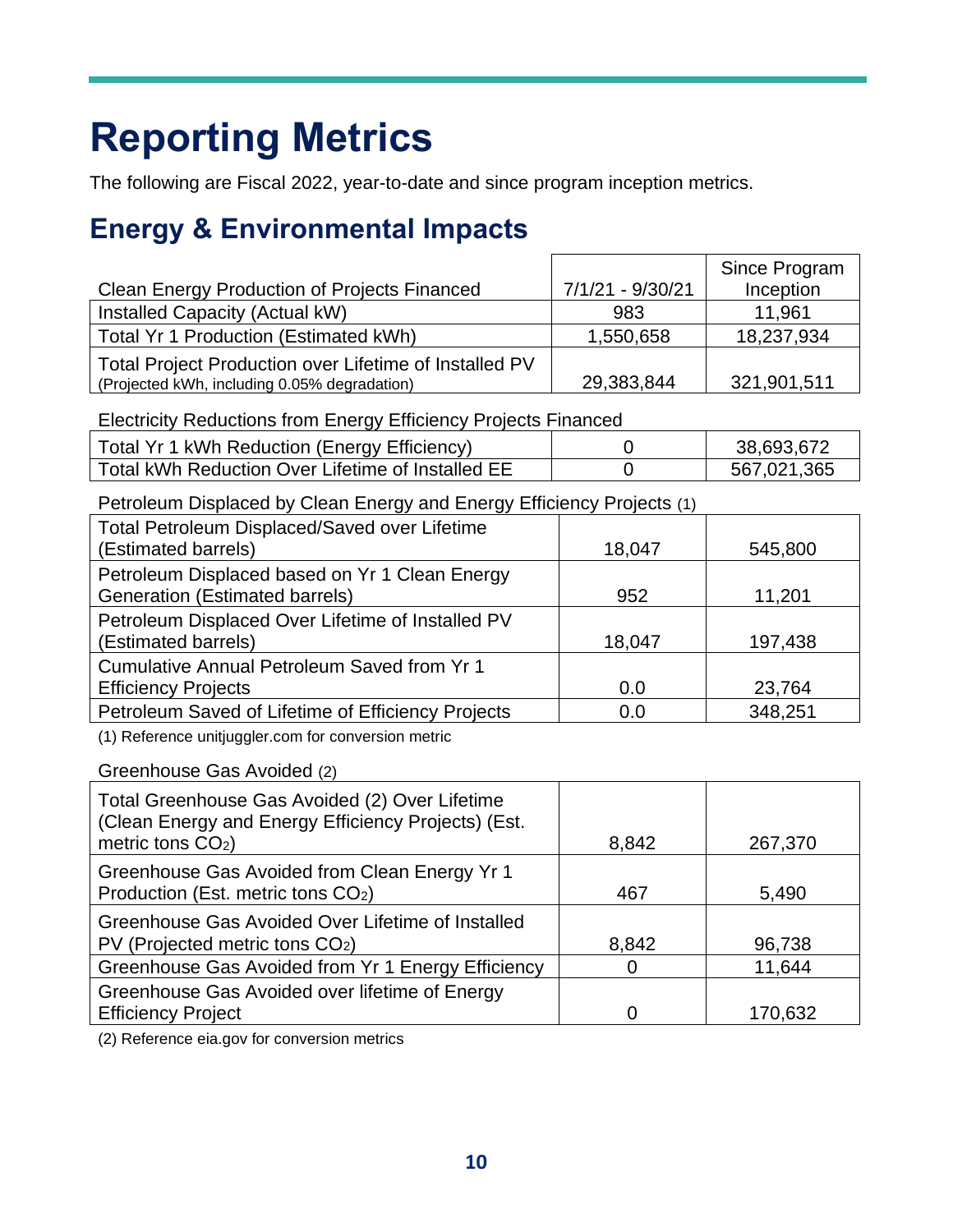# Reporting Metrics

The following are Fiscal 2022, year-to-date and since program inception metrics.

## Energy & Environmental Impacts

| Clean Energy Production of Projects Financed | 7/1/21 - 9/30/21 | Since Program Inception |
|---|---|---|
| Installed Capacity (Actual kW) | 983 | 11,961 |
| Total Yr 1 Production (Estimated kWh) | 1,550,658 | 18,237,934 |
| Total Project Production over Lifetime of Installed PV (Projected kWh, including 0.05% degradation) | 29,383,844 | 321,901,511 |

Electricity Reductions from Energy Efficiency Projects Financed

| | | |
|---|---|---|
| Total Yr 1 kWh Reduction (Energy Efficiency) | 0 | 38,693,672 |
| Total kWh Reduction Over Lifetime of Installed EE | 0 | 567,021,365 |

Petroleum Displaced by Clean Energy and Energy Efficiency Projects (1)

| | | |
|---|---|---|
| Total Petroleum Displaced/Saved over Lifetime (Estimated barrels) | 18,047 | 545,800 |
| Petroleum Displaced based on Yr 1 Clean Energy Generation (Estimated barrels) | 952 | 11,201 |
| Petroleum Displaced Over Lifetime of Installed PV (Estimated barrels) | 18,047 | 197,438 |
| Cumulative Annual Petroleum Saved from Yr 1 Efficiency Projects | 0.0 | 23,764 |
| Petroleum Saved of Lifetime of Efficiency Projects | 0.0 | 348,251 |

(1) Reference unitjuggler.com for conversion metric

Greenhouse Gas Avoided (2)

| | | |
|---|---|---|
| Total Greenhouse Gas Avoided (2) Over Lifetime (Clean Energy and Energy Efficiency Projects) (Est. metric tons $CO_2$) | 8,842 | 267,370 |
| Greenhouse Gas Avoided from Clean Energy Yr 1 Production (Est. metric tons $CO_2$) | 467 | 5,490 |
| Greenhouse Gas Avoided Over Lifetime of Installed PV (Projected metric tons $CO_2$) | 8,842 | 96,738 |
| Greenhouse Gas Avoided from Yr 1 Energy Efficiency | 0 | 11,644 |
| Greenhouse Gas Avoided over lifetime of Energy Efficiency Project | 0 | 170,632 |

(2) Reference eia.gov for conversion metrics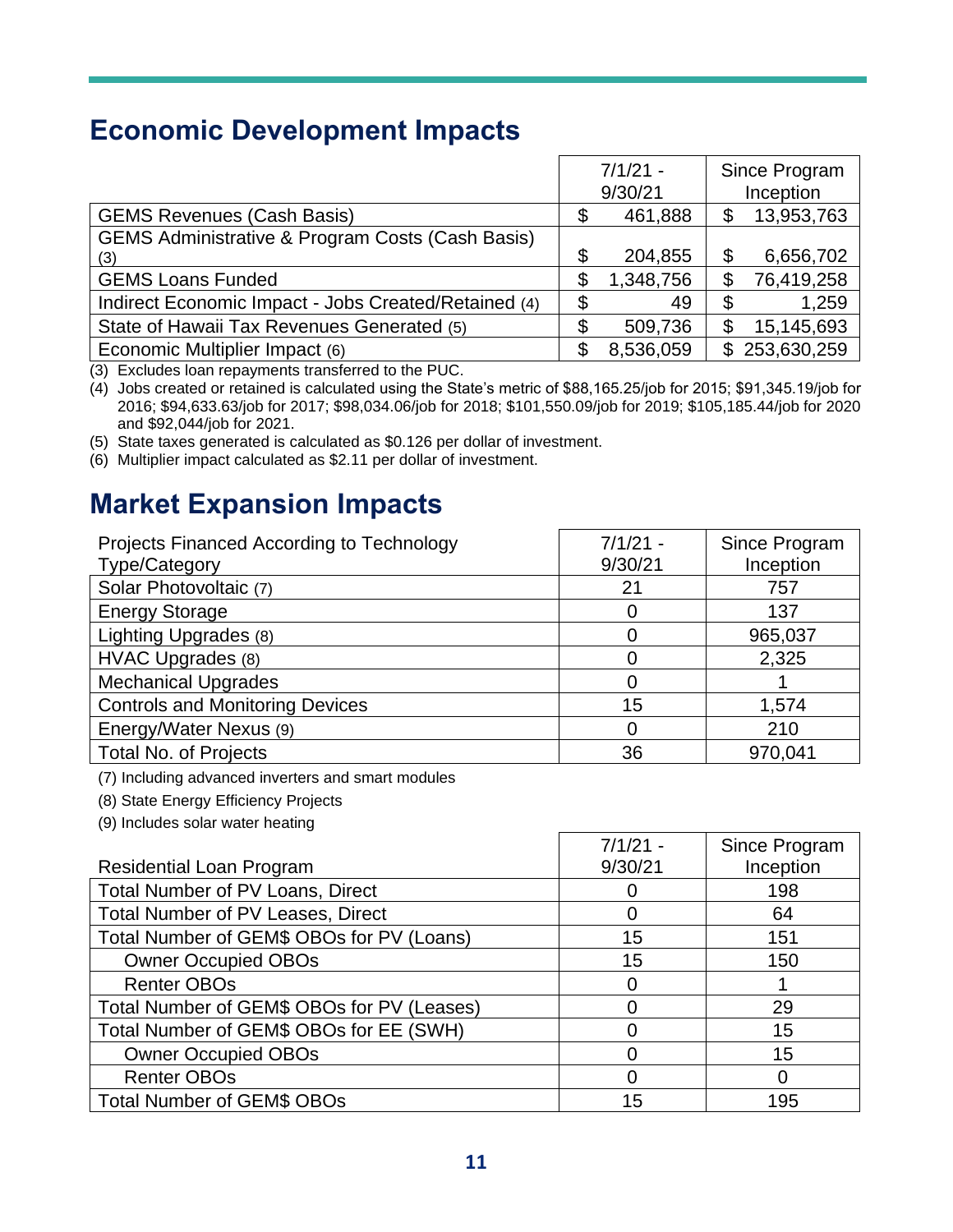## Economic Development Impacts

| | 7/1/21 - 9/30/21 | Since Program Inception |
|---|---|---|
| GEMS Revenues (Cash Basis) | $ 461,888 | $ 13,953,763 |
| GEMS Administrative & Program Costs (Cash Basis) (3) | $ 204,855 | $ 6,656,702 |
| GEMS Loans Funded | $ 1,348,756 | $ 76,419,258 |
| Indirect Economic Impact - Jobs Created/Retained (4) | $ 49 | $ 1,259 |
| State of Hawaii Tax Revenues Generated (5) | $ 509,736 | $ 15,145,693 |
| Economic Multiplier Impact (6) | $ 8,536,059 | $ 253,630,259 |

(3) Excludes loan repayments transferred to the PUC.

(4) Jobs created or retained is calculated using the State's metric of $88,165.25/job for 2015; $91,345.19/job for 2016; $94,633.63/job for 2017; $98,034.06/job for 2018; $101,550.09/job for 2019; $105,185.44/job for 2020 and $92,044/job for 2021.

(5) State taxes generated is calculated as $0.126 per dollar of investment.

(6) Multiplier impact calculated as $2.11 per dollar of investment.

## Market Expansion Impacts

| Projects Financed According to Technology Type/Category | 7/1/21 - 9/30/21 | Since Program Inception |
|---|---|---|
| Solar Photovoltaic (7) | 21 | 757 |
| Energy Storage | 0 | 137 |
| Lighting Upgrades (8) | 0 | 965,037 |
| HVAC Upgrades (8) | 0 | 2,325 |
| Mechanical Upgrades | 0 | 1 |
| Controls and Monitoring Devices | 15 | 1,574 |
| Energy/Water Nexus (9) | 0 | 210 |
| Total No. of Projects | 36 | 970,041 |

(7) Including advanced inverters and smart modules

(8) State Energy Efficiency Projects

(9) Includes solar water heating

| Residential Loan Program | 7/1/21 - 9/30/21 | Since Program Inception |
|---|---|---|
| Total Number of PV Loans, Direct | 0 | 198 |
| Total Number of PV Leases, Direct | 0 | 64 |
| Total Number of GEM$ OBOs for PV (Loans) | 15 | 151 |
| Owner Occupied OBOs | 15 | 150 |
| Renter OBOs | 0 | 1 |
| Total Number of GEM$ OBOs for PV (Leases) | 0 | 29 |
| Total Number of GEM$ OBOs for EE (SWH) | 0 | 15 |
| Owner Occupied OBOs | 0 | 15 |
| Renter OBOs | 0 | 0 |
| Total Number of GEM$ OBOs | 15 | 195 |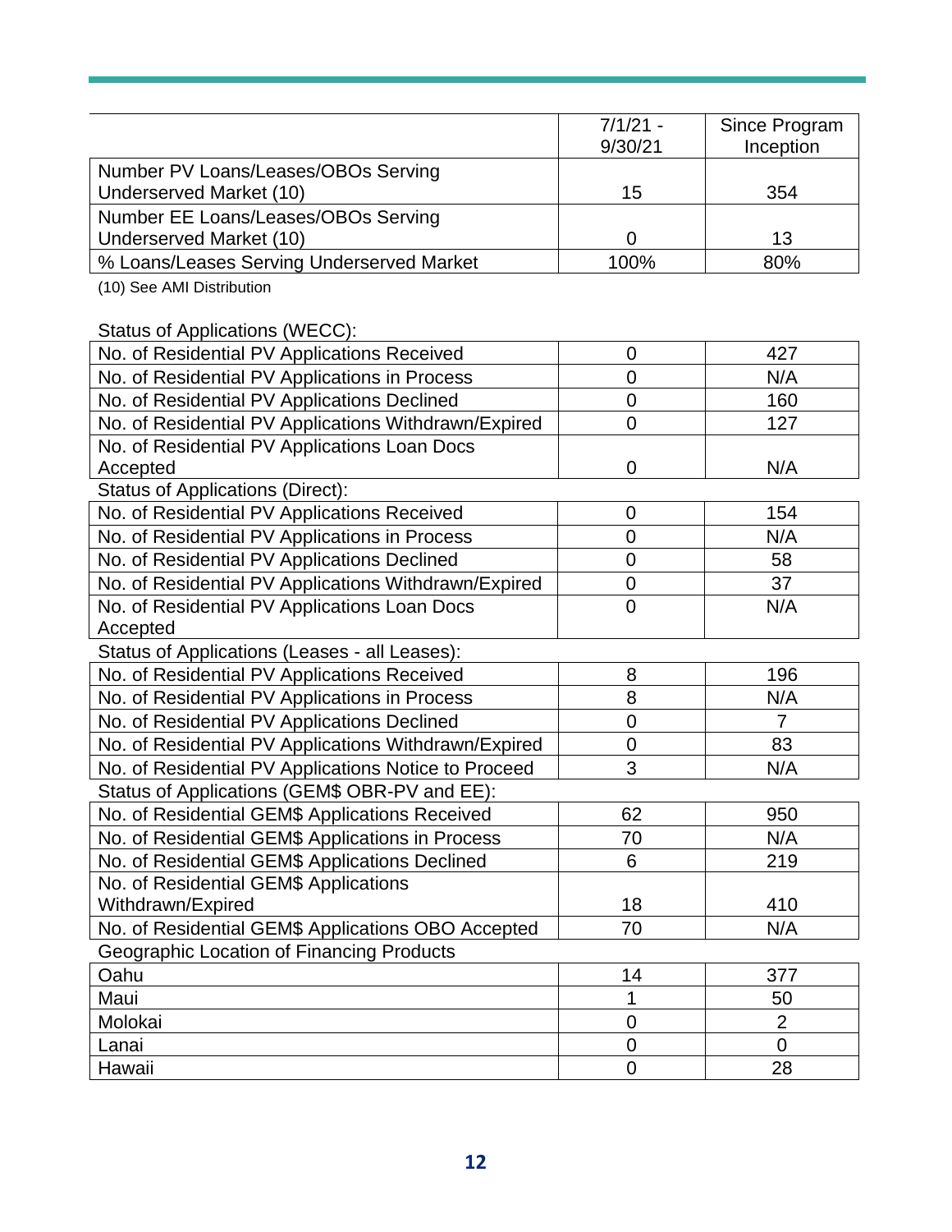| | 7/1/21 - 9/30/21 | Since Program Inception |
|---|---|---|
| Number PV Loans/Leases/OBOs Serving Underserved Market (10) | 15 | 354 |
| Number EE Loans/Leases/OBOs Serving Underserved Market (10) | 0 | 13 |
| % Loans/Leases Serving Underserved Market | 100% | 80% |

(10) See AMI Distribution

| Status of Applications (WECC): | | |
|---|---|---|
| No. of Residential PV Applications Received | 0 | 427 |
| No. of Residential PV Applications in Process | 0 | N/A |
| No. of Residential PV Applications Declined | 0 | 160 |
| No. of Residential PV Applications Withdrawn/Expired | 0 | 127 |
| No. of Residential PV Applications Loan Docs Accepted | 0 | N/A |
| **Status of Applications (Direct):** | | |
| No. of Residential PV Applications Received | 0 | 154 |
| No. of Residential PV Applications in Process | 0 | N/A |
| No. of Residential PV Applications Declined | 0 | 58 |
| No. of Residential PV Applications Withdrawn/Expired | 0 | 37 |
| No. of Residential PV Applications Loan Docs Accepted | 0 | N/A |
| **Status of Applications (Leases - all Leases):** | | |
| No. of Residential PV Applications Received | 8 | 196 |
| No. of Residential PV Applications in Process | 8 | N/A |
| No. of Residential PV Applications Declined | 0 | 7 |
| No. of Residential PV Applications Withdrawn/Expired | 0 | 83 |
| No. of Residential PV Applications Notice to Proceed | 3 | N/A |
| **Status of Applications (GEM$ OBR-PV and EE):** | | |
| No. of Residential GEM$ Applications Received | 62 | 950 |
| No. of Residential GEM$ Applications in Process | 70 | N/A |
| No. of Residential GEM$ Applications Declined | 6 | 219 |
| No. of Residential GEM$ Applications Withdrawn/Expired | 18 | 410 |
| No. of Residential GEM$ Applications OBO Accepted | 70 | N/A |
| **Geographic Location of Financing Products** | | |
| Oahu | 14 | 377 |
| Maui | 1 | 50 |
| Molokai | 0 | 2 |
| Lanai | 0 | 0 |
| Hawaii | 0 | 28 |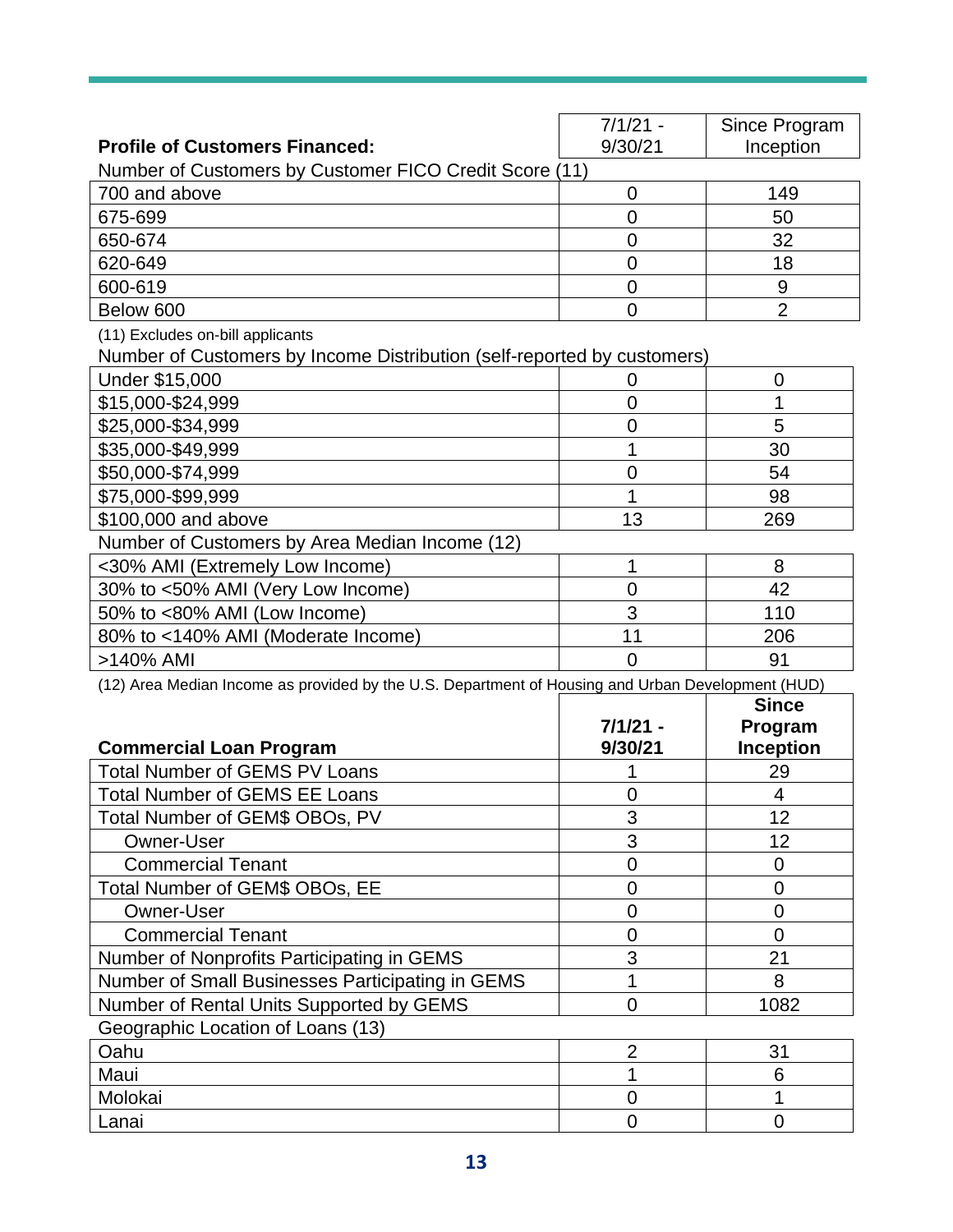| **Profile of Customers Financed:** | 7/1/21 - 9/30/21 | Since Program Inception |
| --- | --- | --- |
| Number of Customers by Customer FICO Credit Score (11) | | |
| 700 and above | 0 | 149 |
| 675-699 | 0 | 50 |
| 650-674 | 0 | 32 |
| 620-649 | 0 | 18 |
| 600-619 | 0 | 9 |
| Below 600 | 0 | 2 |

(11) Excludes on-bill applicants

| Number of Customers by Income Distribution (self-reported by customers) | | |
| --- | --- | --- |
| Under $15,000 | 0 | 0 |
| $15,000-$24,999 | 0 | 1 |
| $25,000-$34,999 | 0 | 5 |
| $35,000-$49,999 | 1 | 30 |
| $50,000-$74,999 | 0 | 54 |
| $75,000-$99,999 | 1 | 98 |
| $100,000 and above | 13 | 269 |
| Number of Customers by Area Median Income (12) | | |
| <30% AMI (Extremely Low Income) | 1 | 8 |
| 30% to <50% AMI (Very Low Income) | 0 | 42 |
| 50% to <80% AMI (Low Income) | 3 | 110 |
| 80% to <140% AMI (Moderate Income) | 11 | 206 |
| >140% AMI | 0 | 91 |

(12) Area Median Income as provided by the U.S. Department of Housing and Urban Development (HUD)

| **Commercial Loan Program** | **7/1/21 - 9/30/21** | **Since Program Inception** |
| --- | --- | --- |
| Total Number of GEMS PV Loans | 1 | 29 |
| Total Number of GEMS EE Loans | 0 | 4 |
| Total Number of GEM$ OBOs, PV | 3 | 12 |
| Owner-User | 3 | 12 |
| Commercial Tenant | 0 | 0 |
| Total Number of GEM$ OBOs, EE | 0 | 0 |
| Owner-User | 0 | 0 |
| Commercial Tenant | 0 | 0 |
| Number of Nonprofits Participating in GEMS | 3 | 21 |
| Number of Small Businesses Participating in GEMS | 1 | 8 |
| Number of Rental Units Supported by GEMS | 0 | 1082 |
| Geographic Location of Loans (13) | | |
| Oahu | 2 | 31 |
| Maui | 1 | 6 |
| Molokai | 0 | 1 |
| Lanai | 0 | 0 |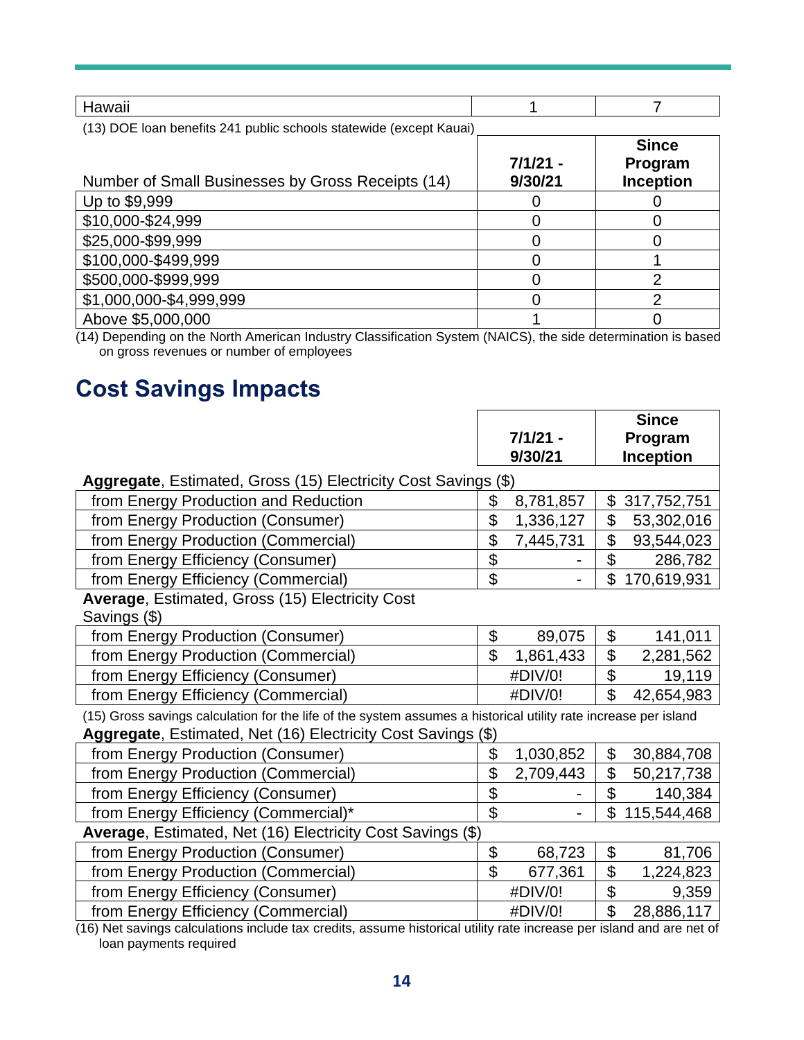| Hawaii | 1 | 7 |
|---|---|---|

(13) DOE loan benefits 241 public schools statewide (except Kauai)

| Number of Small Businesses by Gross Receipts (14) | 7/1/21 - 9/30/21 | Since Program Inception |
|---|---|---|
| Up to $9,999 | 0 | 0 |
| $10,000-$24,999 | 0 | 0 |
| $25,000-$99,999 | 0 | 0 |
| $100,000-$499,999 | 0 | 1 |
| $500,000-$999,999 | 0 | 2 |
| $1,000,000-$4,999,999 | 0 | 2 |
| Above $5,000,000 | 1 | 0 |

(14) Depending on the North American Industry Classification System (NAICS), the side determination is based on gross revenues or number of employees

## Cost Savings Impacts

| | 7/1/21 - 9/30/21 | Since Program Inception |
|---|---|---|
| **Aggregate**, Estimated, Gross (15) Electricity Cost Savings ($) | | |
| from Energy Production and Reduction | $ 8,781,857 | $ 317,752,751 |
| from Energy Production (Consumer) | $ 1,336,127 | $ 53,302,016 |
| from Energy Production (Commercial) | $ 7,445,731 | $ 93,544,023 |
| from Energy Efficiency (Consumer) | $ - | $ 286,782 |
| from Energy Efficiency (Commercial) | $ - | $ 170,619,931 |
| **Average**, Estimated, Gross (15) Electricity Cost Savings ($) | | |
| from Energy Production (Consumer) | $ 89,075 | $ 141,011 |
| from Energy Production (Commercial) | $ 1,861,433 | $ 2,281,562 |
| from Energy Efficiency (Consumer) | #DIV/0! | $ 19,119 |
| from Energy Efficiency (Commercial) | #DIV/0! | $ 42,654,983 |

(15) Gross savings calculation for the life of the system assumes a historical utility rate increase per island

| | 7/1/21 - 9/30/21 | Since Program Inception |
|---|---|---|
| **Aggregate**, Estimated, Net (16) Electricity Cost Savings ($) | | |
| from Energy Production (Consumer) | $ 1,030,852 | $ 30,884,708 |
| from Energy Production (Commercial) | $ 2,709,443 | $ 50,217,738 |
| from Energy Efficiency (Consumer) | $ - | $ 140,384 |
| from Energy Efficiency (Commercial)* | $ - | $ 115,544,468 |
| **Average**, Estimated, Net (16) Electricity Cost Savings ($) | | |
| from Energy Production (Consumer) | $ 68,723 | $ 81,706 |
| from Energy Production (Commercial) | $ 677,361 | $ 1,224,823 |
| from Energy Efficiency (Consumer) | #DIV/0! | $ 9,359 |
| from Energy Efficiency (Commercial) | #DIV/0! | $ 28,886,117 |

(16) Net savings calculations include tax credits, assume historical utility rate increase per island and are net of loan payments required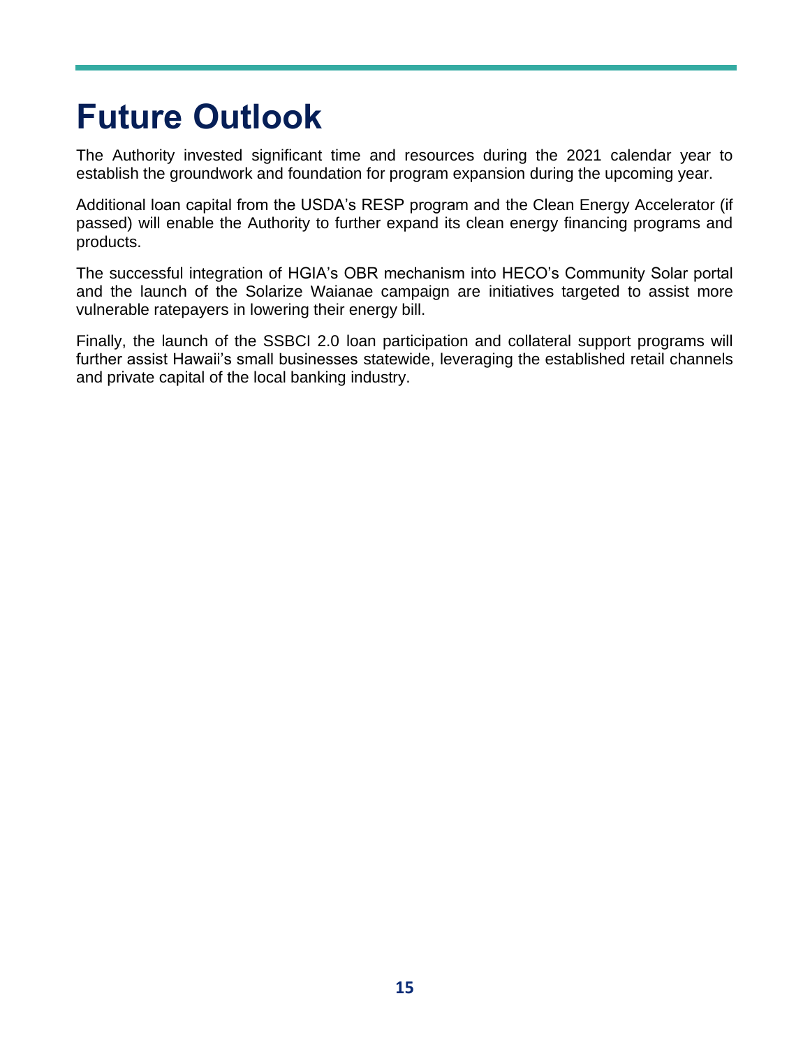# Future Outlook

The Authority invested significant time and resources during the 2021 calendar year to establish the groundwork and foundation for program expansion during the upcoming year.

Additional loan capital from the USDA's RESP program and the Clean Energy Accelerator (if passed) will enable the Authority to further expand its clean energy financing programs and products.

The successful integration of HGIA's OBR mechanism into HECO's Community Solar portal and the launch of the Solarize Waianae campaign are initiatives targeted to assist more vulnerable ratepayers in lowering their energy bill.

Finally, the launch of the SSBCI 2.0 loan participation and collateral support programs will further assist Hawaii's small businesses statewide, leveraging the established retail channels and private capital of the local banking industry.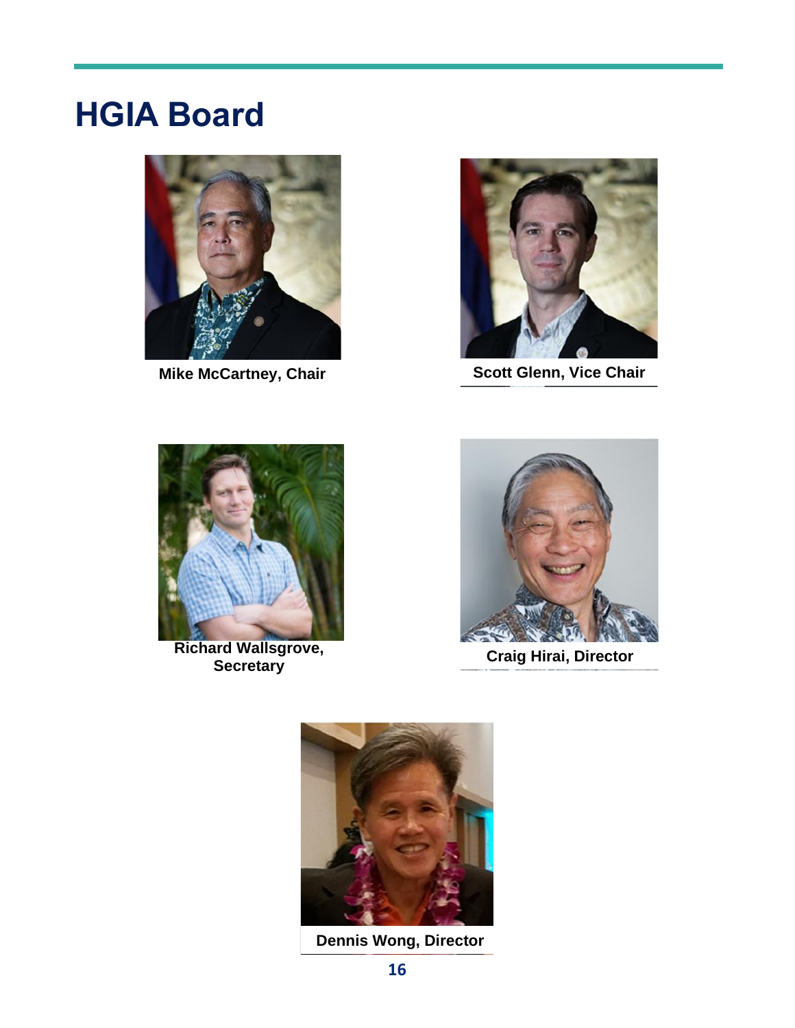# HGIA Board

Mike McCartney, Chair

Scott Glenn, Vice Chair

Richard Wallsgrove, Secretary

Craig Hirai, Director

Dennis Wong, Director